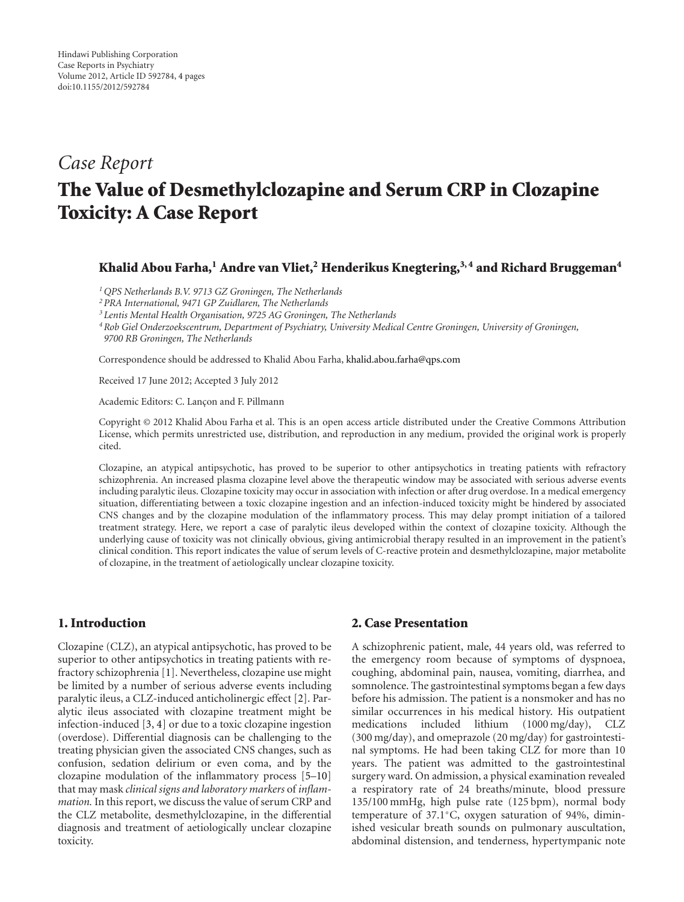Hindawi Publishing Corporation
Case Reports in Psychiatry
Volume 2012, Article ID 592784, 4 pages
doi:10.1155/2012/592784

*Case Report*

# The Value of Desmethylclozapine and Serum CRP in Clozapine Toxicity: A Case Report

**Khalid Abou Farha,[1] Andre van Vliet,[2] Henderikus Knegtering,[3,4] and Richard Bruggeman[4]**

[1] *QPS Netherlands B.V. 9713 GZ Groningen, The Netherlands*
[2] *PRA International, 9471 GP Zuidlaren, The Netherlands*
[3] *Lentis Mental Health Organisation, 9725 AG Groningen, The Netherlands*
[4] *Rob Giel Onderzoekscentrum, Department of Psychiatry, University Medical Centre Groningen, University of Groningen, 9700 RB Groningen, The Netherlands*

Correspondence should be addressed to Khalid Abou Farha, khalid.abou.farha@qps.com

Received 17 June 2012; Accepted 3 July 2012

Academic Editors: C. Lançon and F. Pillmann

Copyright © 2012 Khalid Abou Farha et al. This is an open access article distributed under the Creative Commons Attribution License, which permits unrestricted use, distribution, and reproduction in any medium, provided the original work is properly cited.

Clozapine, an atypical antipsychotic, has proved to be superior to other antipsychotics in treating patients with refractory schizophrenia. An increased plasma clozapine level above the therapeutic window may be associated with serious adverse events including paralytic ileus. Clozapine toxicity may occur in association with infection or after drug overdose. In a medical emergency situation, differentiating between a toxic clozapine ingestion and an infection-induced toxicity might be hindered by associated CNS changes and by the clozapine modulation of the inflammatory process. This may delay prompt initiation of a tailored treatment strategy. Here, we report a case of paralytic ileus developed within the context of clozapine toxicity. Although the underlying cause of toxicity was not clinically obvious, giving antimicrobial therapy resulted in an improvement in the patient's clinical condition. This report indicates the value of serum levels of C-reactive protein and desmethylclozapine, major metabolite of clozapine, in the treatment of aetiologically unclear clozapine toxicity.

## 1. Introduction

Clozapine (CLZ), an atypical antipsychotic, has proved to be superior to other antipsychotics in treating patients with refractory schizophrenia [1]. Nevertheless, clozapine use might be limited by a number of serious adverse events including paralytic ileus, a CLZ-induced anticholinergic effect [2]. Paralytic ileus associated with clozapine treatment might be infection-induced [3, 4] or due to a toxic clozapine ingestion (overdose). Differential diagnosis can be challenging to the treating physician given the associated CNS changes, such as confusion, sedation delirium or even coma, and by the clozapine modulation of the inflammatory process [5–10] that may mask *clinical signs and laboratory markers* of *inflammation.* In this report, we discuss the value of serum CRP and the CLZ metabolite, desmethylclozapine, in the differential diagnosis and treatment of aetiologically unclear clozapine toxicity.

## 2. Case Presentation

A schizophrenic patient, male, 44 years old, was referred to the emergency room because of symptoms of dyspnoea, coughing, abdominal pain, nausea, vomiting, diarrhea, and somnolence. The gastrointestinal symptoms began a few days before his admission. The patient is a nonsmoker and has no similar occurrences in his medical history. His outpatient medications included lithium (1000 mg/day), CLZ (300 mg/day), and omeprazole (20 mg/day) for gastrointestinal symptoms. He had been taking CLZ for more than 10 years. The patient was admitted to the gastrointestinal surgery ward. On admission, a physical examination revealed a respiratory rate of 24 breaths/minute, blood pressure 135/100 mmHg, high pulse rate (125 bpm), normal body temperature of 37.1°C, oxygen saturation of 94%, diminished vesicular breath sounds on pulmonary auscultation, abdominal distension, and tenderness, hypertympanic note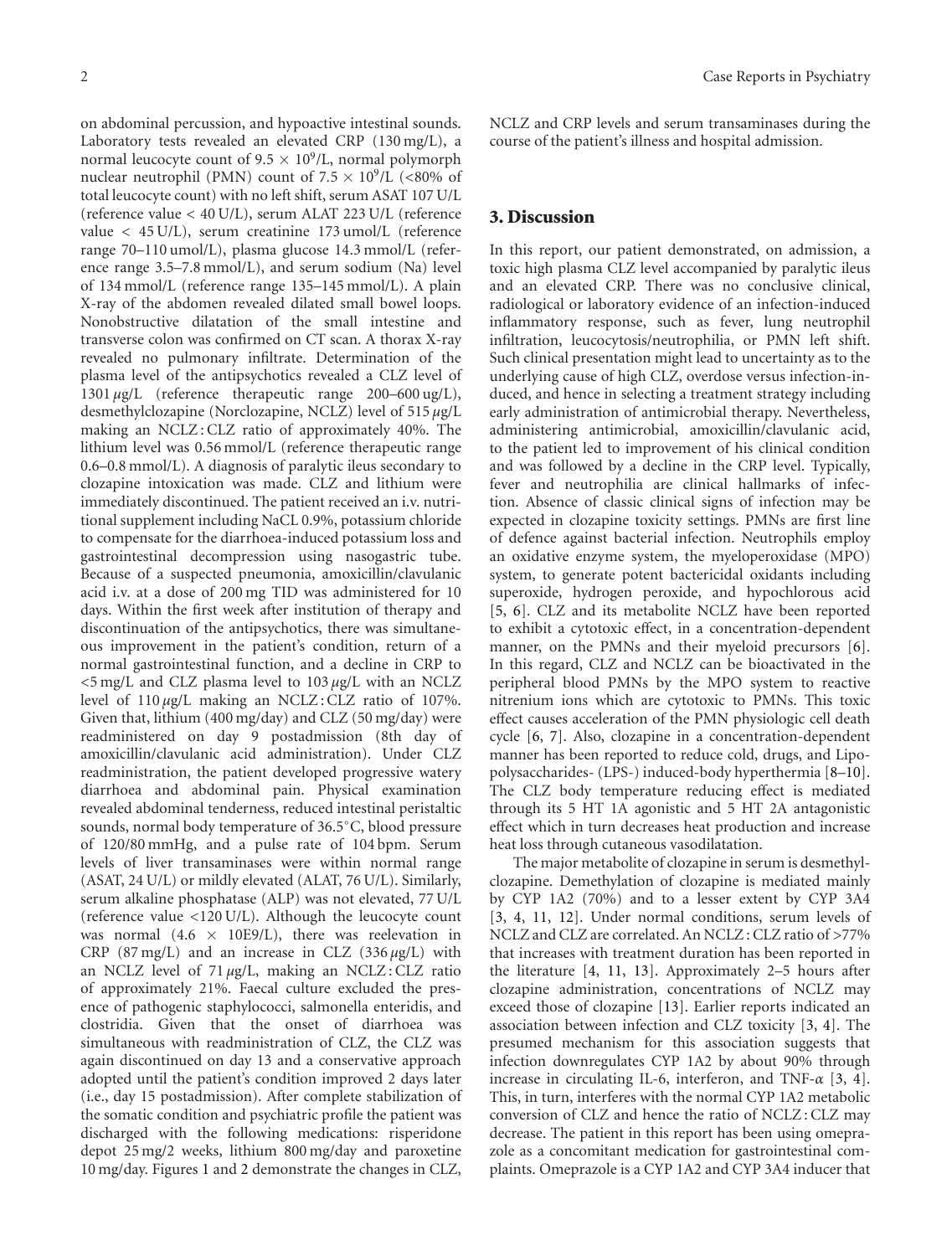on abdominal percussion, and hypoactive intestinal sounds. Laboratory tests revealed an elevated CRP (130 mg/L), a normal leucocyte count of $9.5 \times 10^9$/L, normal polymorph nuclear neutrophil (PMN) count of $7.5 \times 10^9$/L (<80% of total leucocyte count) with no left shift, serum ASAT 107 U/L (reference value < 40 U/L), serum ALAT 223 U/L (reference value < 45 U/L), serum creatinine 173 umol/L (reference range 70–110 umol/L), plasma glucose 14.3 mmol/L (reference range 3.5–7.8 mmol/L), and serum sodium (Na) level of 134 mmol/L (reference range 135–145 mmol/L). A plain X-ray of the abdomen revealed dilated small bowel loops. Nonobstructive dilatation of the small intestine and transverse colon was confirmed on CT scan. A thorax X-ray revealed no pulmonary infiltrate. Determination of the plasma level of the antipsychotics revealed a CLZ level of 1301 $\mu$g/L (reference therapeutic range 200–600 ug/L), desmethylclozapine (Norclozapine, NCLZ) level of 515 $\mu$g/L making an NCLZ : CLZ ratio of approximately 40%. The lithium level was 0.56 mmol/L (reference therapeutic range 0.6–0.8 mmol/L). A diagnosis of paralytic ileus secondary to clozapine intoxication was made. CLZ and lithium were immediately discontinued. The patient received an i.v. nutritional supplement including NaCL 0.9%, potassium chloride to compensate for the diarrhoea-induced potassium loss and gastrointestinal decompression using nasogastric tube. Because of a suspected pneumonia, amoxicillin/clavulanic acid i.v. at a dose of 200 mg TID was administered for 10 days. Within the first week after institution of therapy and discontinuation of the antipsychotics, there was simultaneous improvement in the patient's condition, return of a normal gastrointestinal function, and a decline in CRP to <5 mg/L and CLZ plasma level to 103 $\mu$g/L with an NCLZ level of 110 $\mu$g/L making an NCLZ : CLZ ratio of 107%. Given that, lithium (400 mg/day) and CLZ (50 mg/day) were readministered on day 9 postadmission (8th day of amoxicillin/clavulanic acid administration). Under CLZ readministration, the patient developed progressive watery diarrhoea and abdominal pain. Physical examination revealed abdominal tenderness, reduced intestinal peristaltic sounds, normal body temperature of 36.5°C, blood pressure of 120/80 mmHg, and a pulse rate of 104 bpm. Serum levels of liver transaminases were within normal range (ASAT, 24 U/L) or mildly elevated (ALAT, 76 U/L). Similarly, serum alkaline phosphatase (ALP) was not elevated, 77 U/L (reference value <120 U/L). Although the leucocyte count was normal ($4.6 \times 10E9$/L), there was reelevation in CRP (87 mg/L) and an increase in CLZ (336 $\mu$g/L) with an NCLZ level of 71 $\mu$g/L, making an NCLZ : CLZ ratio of approximately 21%. Faecal culture excluded the presence of pathogenic staphylococci, salmonella enteridis, and clostridia. Given that the onset of diarrhoea was simultaneous with readministration of CLZ, the CLZ was again discontinued on day 13 and a conservative approach adopted until the patient's condition improved 2 days later (i.e., day 15 postadmission). After complete stabilization of the somatic condition and psychiatric profile the patient was discharged with the following medications: risperidone depot 25 mg/2 weeks, lithium 800 mg/day and paroxetine 10 mg/day. Figures 1 and 2 demonstrate the changes in CLZ, NCLZ and CRP levels and serum transaminases during the course of the patient's illness and hospital admission.

## 3. Discussion

In this report, our patient demonstrated, on admission, a toxic high plasma CLZ level accompanied by paralytic ileus and an elevated CRP. There was no conclusive clinical, radiological or laboratory evidence of an infection-induced inflammatory response, such as fever, lung neutrophil infiltration, leucocytosis/neutrophilia, or PMN left shift. Such clinical presentation might lead to uncertainty as to the underlying cause of high CLZ, overdose versus infection-induced, and hence in selecting a treatment strategy including early administration of antimicrobial therapy. Nevertheless, administering antimicrobial, amoxicillin/clavulanic acid, to the patient led to improvement of his clinical condition and was followed by a decline in the CRP level. Typically, fever and neutrophilia are clinical hallmarks of infection. Absence of classic clinical signs of infection may be expected in clozapine toxicity settings. PMNs are first line of defence against bacterial infection. Neutrophils employ an oxidative enzyme system, the myeloperoxidase (MPO) system, to generate potent bactericidal oxidants including superoxide, hydrogen peroxide, and hypochlorous acid [5, 6]. CLZ and its metabolite NCLZ have been reported to exhibit a cytotoxic effect, in a concentration-dependent manner, on the PMNs and their myeloid precursors [6]. In this regard, CLZ and NCLZ can be bioactivated in the peripheral blood PMNs by the MPO system to reactive nitrenium ions which are cytotoxic to PMNs. This toxic effect causes acceleration of the PMN physiologic cell death cycle [6, 7]. Also, clozapine in a concentration-dependent manner has been reported to reduce cold, drugs, and Lipopolysaccharides- (LPS-) induced-body hyperthermia [8–10]. The CLZ body temperature reducing effect is mediated through its 5 HT 1A agonistic and 5 HT 2A antagonistic effect which in turn decreases heat production and increase heat loss through cutaneous vasodilatation.

The major metabolite of clozapine in serum is desmethylclozapine. Demethylation of clozapine is mediated mainly by CYP 1A2 (70%) and to a lesser extent by CYP 3A4 [3, 4, 11, 12]. Under normal conditions, serum levels of NCLZ and CLZ are correlated. An NCLZ : CLZ ratio of >77% that increases with treatment duration has been reported in the literature [4, 11, 13]. Approximately 2–5 hours after clozapine administration, concentrations of NCLZ may exceed those of clozapine [13]. Earlier reports indicated an association between infection and CLZ toxicity [3, 4]. The presumed mechanism for this association suggests that infection downregulates CYP 1A2 by about 90% through increase in circulating IL-6, interferon, and TNF-$\alpha$ [3, 4]. This, in turn, interferes with the normal CYP 1A2 metabolic conversion of CLZ and hence the ratio of NCLZ : CLZ may decrease. The patient in this report has been using omeprazole as a concomitant medication for gastrointestinal complaints. Omeprazole is a CYP 1A2 and CYP 3A4 inducer that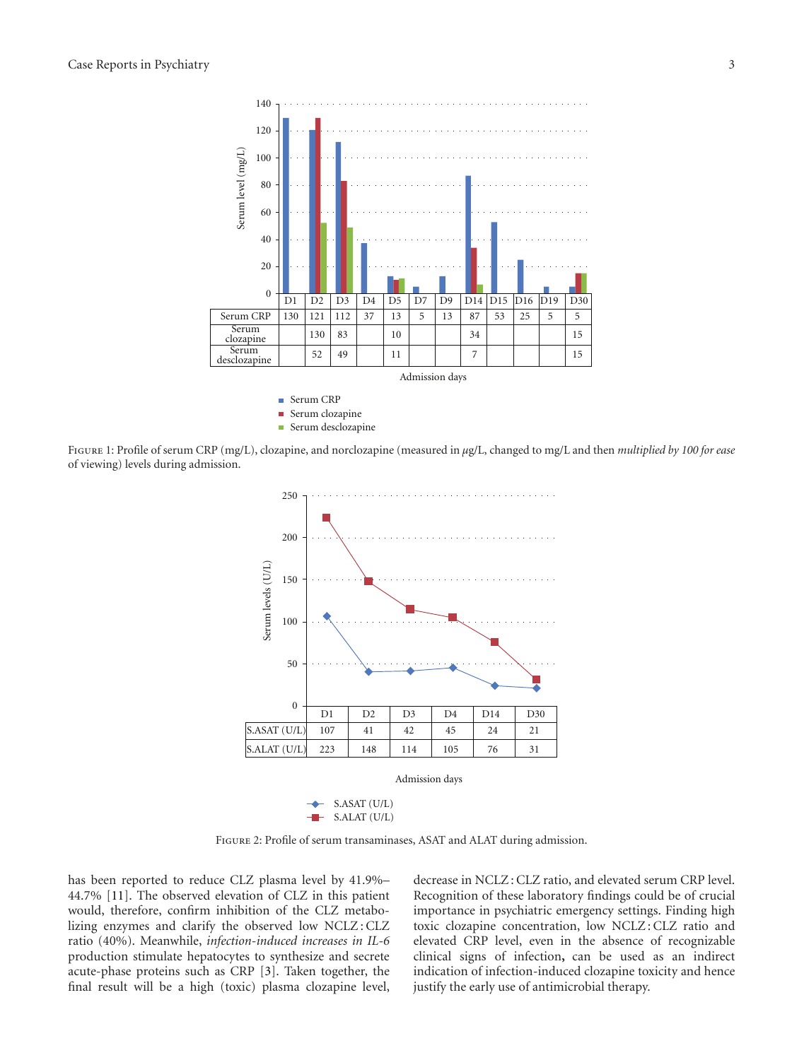| | D1 | D2 | D3 | D4 | D5 | D7 | D9 | D14 | D15 | D16 | D19 | D30 |
|---|---|---|---|---|---|---|---|---|---|---|---|---|
| Serum CRP | 130 | 121 | 112 | 37 | 13 | 5 | 13 | 87 | 53 | 25 | 5 | 5 |
| Serum clozapine | | 130 | 83 | | 10 | | | 34 | | | | 15 |
| Serum desclozapine | | 52 | 49 | | 11 | | | 7 | | | | 15 |

Figure 1: Profile of serum CRP (mg/L), clozapine, and norclozapine (measured in $\mu$g/L, changed to mg/L and then *multiplied by 100 for ease* of viewing) levels during admission.

| | D1 | D2 | D3 | D4 | D14 | D30 |
|---|---|---|---|---|---|---|
| S.ASAT (U/L) | 107 | 41 | 42 | 45 | 24 | 21 |
| S.ALAT (U/L) | 223 | 148 | 114 | 105 | 76 | 31 |

Figure 2: Profile of serum transaminases, ASAT and ALAT during admission.

has been reported to reduce CLZ plasma level by 41.9%–44.7% [11]. The observed elevation of CLZ in this patient would, therefore, confirm inhibition of the CLZ metabolizing enzymes and clarify the observed low NCLZ : CLZ ratio (40%). Meanwhile, *infection-induced increases in IL-6* production stimulate hepatocytes to synthesize and secrete acute-phase proteins such as CRP [3]. Taken together, the final result will be a high (toxic) plasma clozapine level, decrease in NCLZ : CLZ ratio, and elevated serum CRP level. Recognition of these laboratory findings could be of crucial importance in psychiatric emergency settings. Finding high toxic clozapine concentration, low NCLZ : CLZ ratio and elevated CRP level, even in the absence of recognizable clinical signs of infection**,** can be used as an indirect indication of infection-induced clozapine toxicity and hence justify the early use of antimicrobial therapy.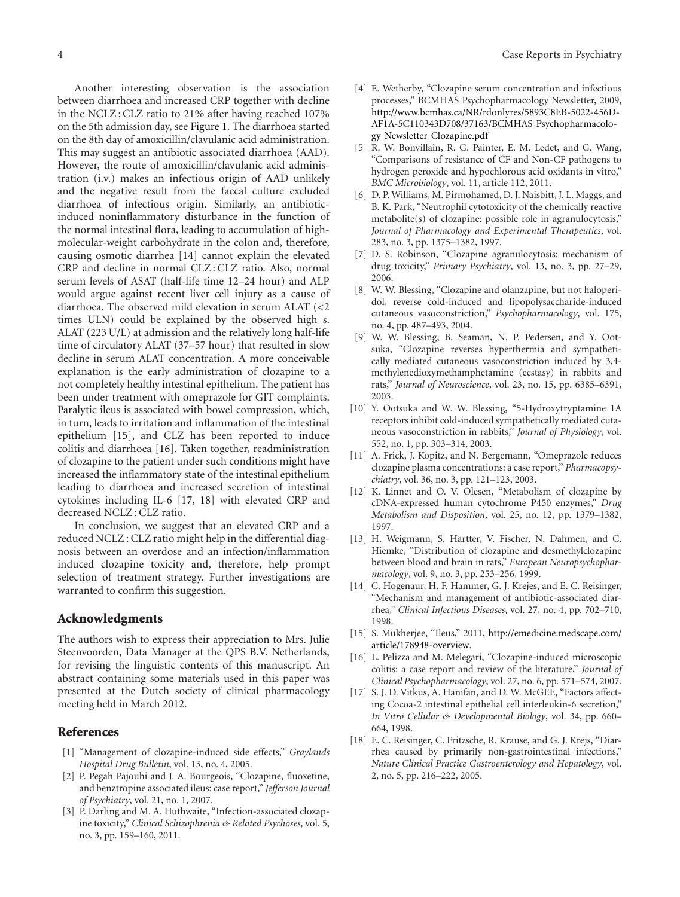Another interesting observation is the association between diarrhoea and increased CRP together with decline in the NCLZ : CLZ ratio to 21% after having reached 107% on the 5th admission day, see Figure 1. The diarrhoea started on the 8th day of amoxicillin/clavulanic acid administration. This may suggest an antibiotic associated diarrhoea (AAD). However, the route of amoxicillin/clavulanic acid administration (i.v.) makes an infectious origin of AAD unlikely and the negative result from the faecal culture excluded diarrhoea of infectious origin. Similarly, an antibiotic-induced noninflammatory disturbance in the function of the normal intestinal flora, leading to accumulation of high-molecular-weight carbohydrate in the colon and, therefore, causing osmotic diarrhea [14] cannot explain the elevated CRP and decline in normal CLZ : CLZ ratio. Also, normal serum levels of ASAT (half-life time 12–24 hour) and ALP would argue against recent liver cell injury as a cause of diarrhoea. The observed mild elevation in serum ALAT (<2 times ULN) could be explained by the observed high s. ALAT (223 U/L) at admission and the relatively long half-life time of circulatory ALAT (37–57 hour) that resulted in slow decline in serum ALAT concentration. A more conceivable explanation is the early administration of clozapine to a not completely healthy intestinal epithelium. The patient has been under treatment with omeprazole for GIT complaints. Paralytic ileus is associated with bowel compression, which, in turn, leads to irritation and inflammation of the intestinal epithelium [15], and CLZ has been reported to induce colitis and diarrhoea [16]. Taken together, readministration of clozapine to the patient under such conditions might have increased the inflammatory state of the intestinal epithelium leading to diarrhoea and increased secretion of intestinal cytokines including IL-6 [17, 18] with elevated CRP and decreased NCLZ : CLZ ratio.

In conclusion, we suggest that an elevated CRP and a reduced NCLZ : CLZ ratio might help in the differential diagnosis between an overdose and an infection/inflammation induced clozapine toxicity and, therefore, help prompt selection of treatment strategy. Further investigations are warranted to confirm this suggestion.

## Acknowledgments

The authors wish to express their appreciation to Mrs. Julie Steenvoorden, Data Manager at the QPS B.V. Netherlands, for revising the linguistic contents of this manuscript. An abstract containing some materials used in this paper was presented at the Dutch society of clinical pharmacology meeting held in March 2012.

## References

[1] "Management of clozapine-induced side effects," *Graylands Hospital Drug Bulletin*, vol. 13, no. 4, 2005.

[2] P. Pegah Pajouhi and J. A. Bourgeois, "Clozapine, fluoxetine, and benztropine associated ileus: case report," *Jefferson Journal of Psychiatry*, vol. 21, no. 1, 2007.

[3] P. Darling and M. A. Huthwaite, "Infection-associated clozapine toxicity," *Clinical Schizophrenia & Related Psychoses*, vol. 5, no. 3, pp. 159–160, 2011.

[4] E. Wetherby, "Clozapine serum concentration and infectious processes," BCMHAS Psychopharmacology Newsletter, 2009, http://www.bcmhas.ca/NR/rdonlyres/5893C8EB-5022-456D-AF1A-5C110343D708/37163/BCMHAS_Psychopharmacology_Newsletter_Clozapine.pdf

[5] R. W. Bonvillain, R. G. Painter, E. M. Ledet, and G. Wang, "Comparisons of resistance of CF and Non-CF pathogens to hydrogen peroxide and hypochlorous acid oxidants in vitro," *BMC Microbiology*, vol. 11, article 112, 2011.

[6] D. P. Williams, M. Pirmohamed, D. J. Naisbitt, J. L. Maggs, and B. K. Park, "Neutrophil cytotoxicity of the chemically reactive metabolite(s) of clozapine: possible role in agranulocytosis," *Journal of Pharmacology and Experimental Therapeutics*, vol. 283, no. 3, pp. 1375–1382, 1997.

[7] D. S. Robinson, "Clozapine agranulocytosis: mechanism of drug toxicity," *Primary Psychiatry*, vol. 13, no. 3, pp. 27–29, 2006.

[8] W. W. Blessing, "Clozapine and olanzapine, but not haloperidol, reverse cold-induced and lipopolysaccharide-induced cutaneous vasoconstriction," *Psychopharmacology*, vol. 175, no. 4, pp. 487–493, 2004.

[9] W. W. Blessing, B. Seaman, N. P. Pedersen, and Y. Ootsuka, "Clozapine reverses hyperthermia and sympathetically mediated cutaneous vasoconstriction induced by 3,4-methylenedioxymethamphetamine (ecstasy) in rabbits and rats," *Journal of Neuroscience*, vol. 23, no. 15, pp. 6385–6391, 2003.

[10] Y. Ootsuka and W. W. Blessing, "5-Hydroxytryptamine 1A receptors inhibit cold-induced sympathetically mediated cutaneous vasoconstriction in rabbits," *Journal of Physiology*, vol. 552, no. 1, pp. 303–314, 2003.

[11] A. Frick, J. Kopitz, and N. Bergemann, "Omeprazole reduces clozapine plasma concentrations: a case report," *Pharmacopsychiatry*, vol. 36, no. 3, pp. 121–123, 2003.

[12] K. Linnet and O. V. Olesen, "Metabolism of clozapine by cDNA-expressed human cytochrome P450 enzymes," *Drug Metabolism and Disposition*, vol. 25, no. 12, pp. 1379–1382, 1997.

[13] H. Weigmann, S. Härtter, V. Fischer, N. Dahmen, and C. Hiemke, "Distribution of clozapine and desmethylclozapine between blood and brain in rats," *European Neuropsychopharmacology*, vol. 9, no. 3, pp. 253–256, 1999.

[14] C. Hogenaur, H. F. Hammer, G. J. Krejes, and E. C. Reisinger, "Mechanism and management of antibiotic-associated diarrhea," *Clinical Infectious Diseases*, vol. 27, no. 4, pp. 702–710, 1998.

[15] S. Mukherjee, "Ileus," 2011, http://emedicine.medscape.com/article/178948-overview.

[16] L. Pelizza and M. Melegari, "Clozapine-induced microscopic colitis: a case report and review of the literature," *Journal of Clinical Psychopharmacology*, vol. 27, no. 6, pp. 571–574, 2007.

[17] S. J. D. Vitkus, A. Hanifan, and D. W. McGEE, "Factors affecting Cocoa-2 intestinal epithelial cell interleukin-6 secretion," *In Vitro Cellular & Developmental Biology*, vol. 34, pp. 660–664, 1998.

[18] E. C. Reisinger, C. Fritzsche, R. Krause, and G. J. Krejs, "Diarrhea caused by primarily non-gastrointestinal infections," *Nature Clinical Practice Gastroenterology and Hepatology*, vol. 2, no. 5, pp. 216–222, 2005.